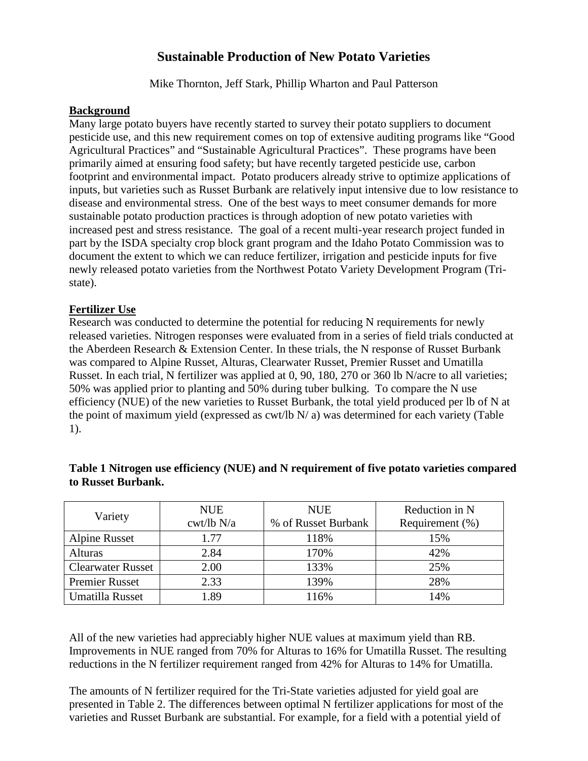# Sustainable Production of New Potato Varieties

Mike Thornton, Jeff Stark, Phillip Wharton and Paul Patterson

## Background

Many large potato buyers have recently started to survey their potato suppliers to document pesticide use, and this new requirement comes on top of extensive auditing programs like "Good Agricultural Practices" and "Sustainable Agricultural Practices". These programs have been primarily aimed at ensuring food safety; but have recently targeted pesticide use, carbon footprint and environmental impact. Potato producers already strive to optimize applications of inputs, but varieties such as Russet Burbank are relatively input intensive due to low resistance to disease and environmental stress. One of the best ways to meet consumer demands for more sustainable potato production practices is through adoption of new potato varieties with increased pest and stress resistance. The goal of a recent multi-year research project funded in part by the ISDA specialty crop block grant program and the Idaho Potato Commission was to document the extent to which we can reduce fertilizer, irrigation and pesticide inputs for five newly released potato varieties from the Northwest Potato Variety Development Program (Tri-state).

## Fertilizer Use

Research was conducted to determine the potential for reducing N requirements for newly released varieties. Nitrogen responses were evaluated from in a series of field trials conducted at the Aberdeen Research & Extension Center. In these trials, the N response of Russet Burbank was compared to Alpine Russet, Alturas, Clearwater Russet, Premier Russet and Umatilla Russet. In each trial, N fertilizer was applied at 0, 90, 180, 270 or 360 lb N/acre to all varieties; 50% was applied prior to planting and 50% during tuber bulking. To compare the N use efficiency (NUE) of the new varieties to Russet Burbank, the total yield produced per lb of N at the point of maximum yield (expressed as cwt/lb N/ a) was determined for each variety (Table 1).

**Table 1 Nitrogen use efficiency (NUE) and N requirement of five potato varieties compared to Russet Burbank.**

| Variety | NUE cwt/lb N/a | NUE % of Russet Burbank | Reduction in N Requirement (%) |
|---|---|---|---|
| Alpine Russet | 1.77 | 118% | 15% |
| Alturas | 2.84 | 170% | 42% |
| Clearwater Russet | 2.00 | 133% | 25% |
| Premier Russet | 2.33 | 139% | 28% |
| Umatilla Russet | 1.89 | 116% | 14% |

All of the new varieties had appreciably higher NUE values at maximum yield than RB. Improvements in NUE ranged from 70% for Alturas to 16% for Umatilla Russet. The resulting reductions in the N fertilizer requirement ranged from 42% for Alturas to 14% for Umatilla.

The amounts of N fertilizer required for the Tri-State varieties adjusted for yield goal are presented in Table 2. The differences between optimal N fertilizer applications for most of the varieties and Russet Burbank are substantial. For example, for a field with a potential yield of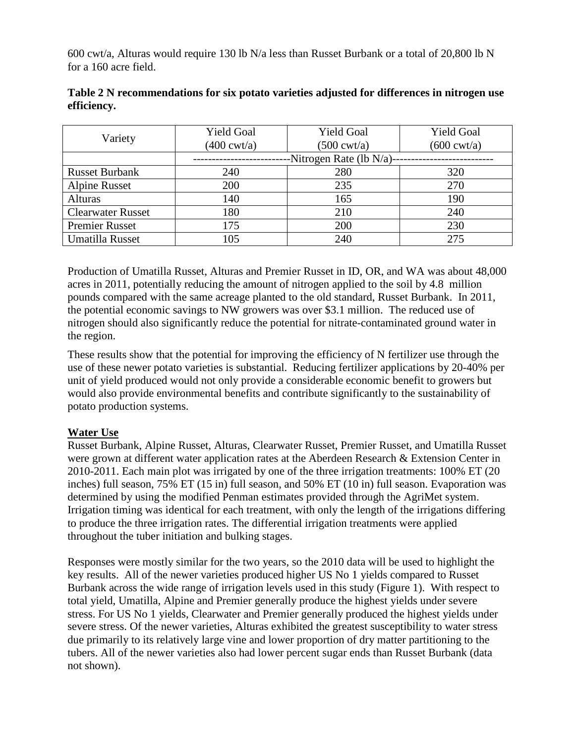600 cwt/a, Alturas would require 130 lb N/a less than Russet Burbank or a total of 20,800 lb N for a 160 acre field.

**Table 2 N recommendations for six potato varieties adjusted for differences in nitrogen use efficiency.**

| Variety | Yield Goal (400 cwt/a) | Yield Goal (500 cwt/a) | Yield Goal (600 cwt/a) |
|---|---|---|---|
| | -------------------------Nitrogen Rate (lb N/a)-------------------------- | | |
| Russet Burbank | 240 | 280 | 320 |
| Alpine Russet | 200 | 235 | 270 |
| Alturas | 140 | 165 | 190 |
| Clearwater Russet | 180 | 210 | 240 |
| Premier Russet | 175 | 200 | 230 |
| Umatilla Russet | 105 | 240 | 275 |

Production of Umatilla Russet, Alturas and Premier Russet in ID, OR, and WA was about 48,000 acres in 2011, potentially reducing the amount of nitrogen applied to the soil by 4.8 million pounds compared with the same acreage planted to the old standard, Russet Burbank. In 2011, the potential economic savings to NW growers was over $3.1 million. The reduced use of nitrogen should also significantly reduce the potential for nitrate-contaminated ground water in the region.

These results show that the potential for improving the efficiency of N fertilizer use through the use of these newer potato varieties is substantial. Reducing fertilizer applications by 20-40% per unit of yield produced would not only provide a considerable economic benefit to growers but would also provide environmental benefits and contribute significantly to the sustainability of potato production systems.

**Water Use**

Russet Burbank, Alpine Russet, Alturas, Clearwater Russet, Premier Russet, and Umatilla Russet were grown at different water application rates at the Aberdeen Research & Extension Center in 2010-2011. Each main plot was irrigated by one of the three irrigation treatments: 100% ET (20 inches) full season, 75% ET (15 in) full season, and 50% ET (10 in) full season. Evaporation was determined by using the modified Penman estimates provided through the AgriMet system. Irrigation timing was identical for each treatment, with only the length of the irrigations differing to produce the three irrigation rates. The differential irrigation treatments were applied throughout the tuber initiation and bulking stages.

Responses were mostly similar for the two years, so the 2010 data will be used to highlight the key results. All of the newer varieties produced higher US No 1 yields compared to Russet Burbank across the wide range of irrigation levels used in this study (Figure 1). With respect to total yield, Umatilla, Alpine and Premier generally produce the highest yields under severe stress. For US No 1 yields, Clearwater and Premier generally produced the highest yields under severe stress. Of the newer varieties, Alturas exhibited the greatest susceptibility to water stress due primarily to its relatively large vine and lower proportion of dry matter partitioning to the tubers. All of the newer varieties also had lower percent sugar ends than Russet Burbank (data not shown).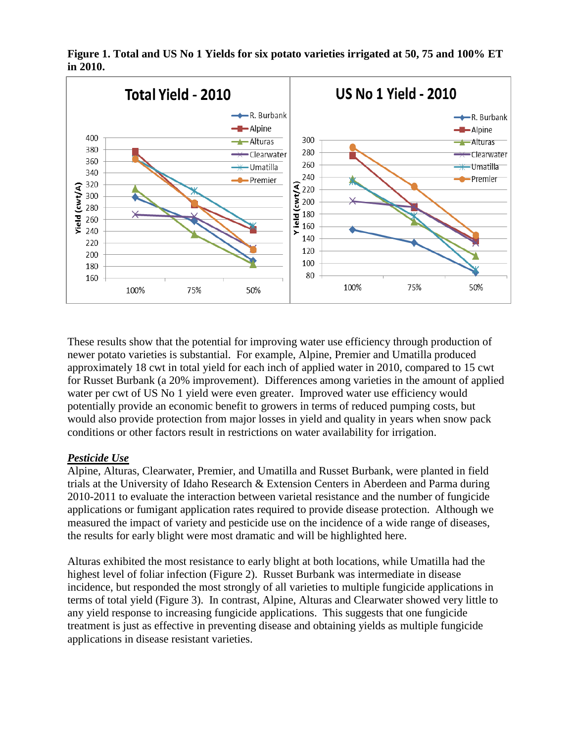**Figure 1. Total and US No 1 Yields for six potato varieties irrigated at 50, 75 and 100% ET in 2010.**

These results show that the potential for improving water use efficiency through production of newer potato varieties is substantial. For example, Alpine, Premier and Umatilla produced approximately 18 cwt in total yield for each inch of applied water in 2010, compared to 15 cwt for Russet Burbank (a 20% improvement). Differences among varieties in the amount of applied water per cwt of US No 1 yield were even greater. Improved water use efficiency would potentially provide an economic benefit to growers in terms of reduced pumping costs, but would also provide protection from major losses in yield and quality in years when snow pack conditions or other factors result in restrictions on water availability for irrigation.

***Pesticide Use***

Alpine, Alturas, Clearwater, Premier, and Umatilla and Russet Burbank, were planted in field trials at the University of Idaho Research & Extension Centers in Aberdeen and Parma during 2010-2011 to evaluate the interaction between varietal resistance and the number of fungicide applications or fumigant application rates required to provide disease protection. Although we measured the impact of variety and pesticide use on the incidence of a wide range of diseases, the results for early blight were most dramatic and will be highlighted here.

Alturas exhibited the most resistance to early blight at both locations, while Umatilla had the highest level of foliar infection (Figure 2). Russet Burbank was intermediate in disease incidence, but responded the most strongly of all varieties to multiple fungicide applications in terms of total yield (Figure 3). In contrast, Alpine, Alturas and Clearwater showed very little to any yield response to increasing fungicide applications. This suggests that one fungicide treatment is just as effective in preventing disease and obtaining yields as multiple fungicide applications in disease resistant varieties.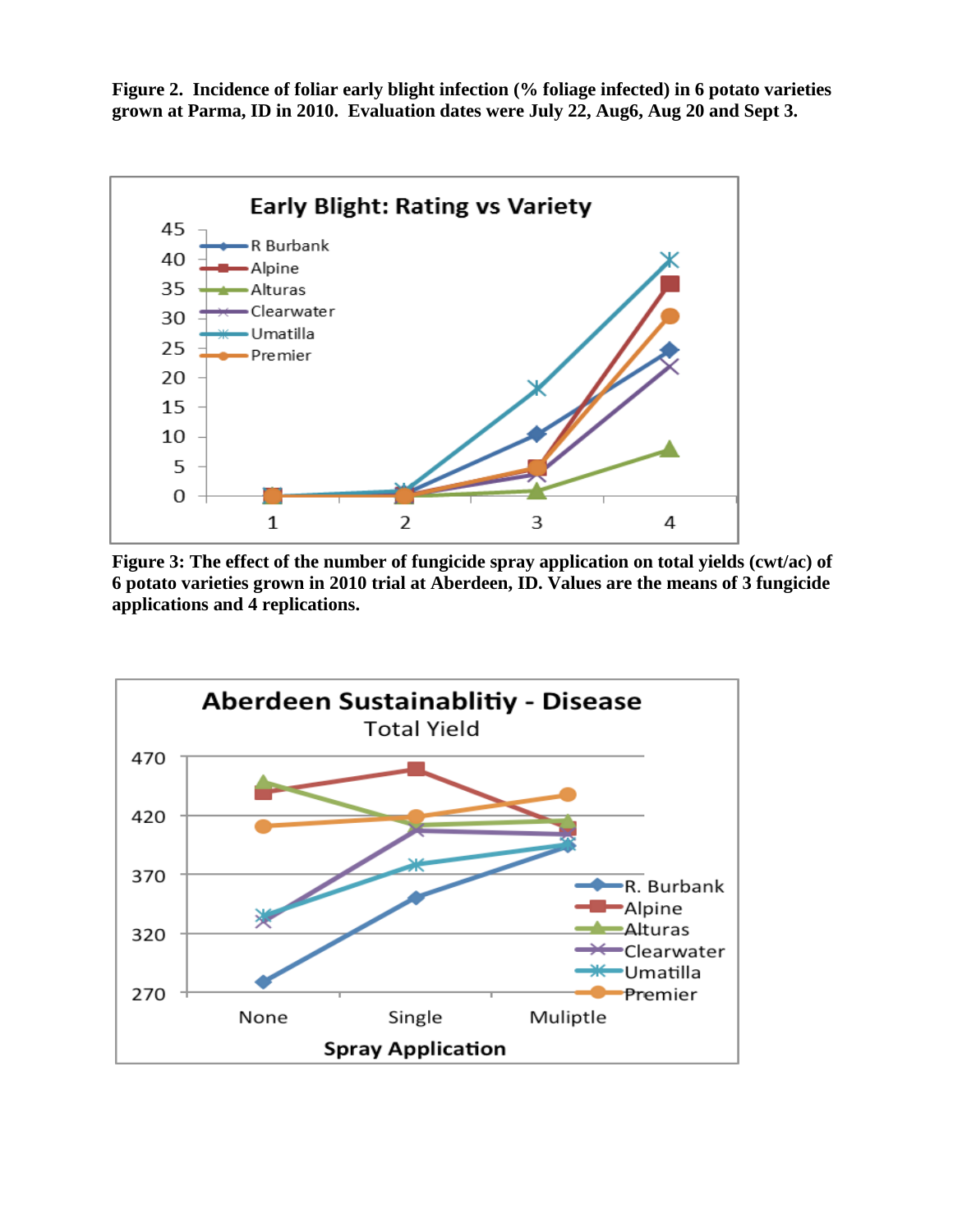**Figure 2. Incidence of foliar early blight infection (% foliage infected) in 6 potato varieties grown at Parma, ID in 2010. Evaluation dates were July 22, Aug6, Aug 20 and Sept 3.**

**Figure 3: The effect of the number of fungicide spray application on total yields (cwt/ac) of 6 potato varieties grown in 2010 trial at Aberdeen, ID. Values are the means of 3 fungicide applications and 4 replications.**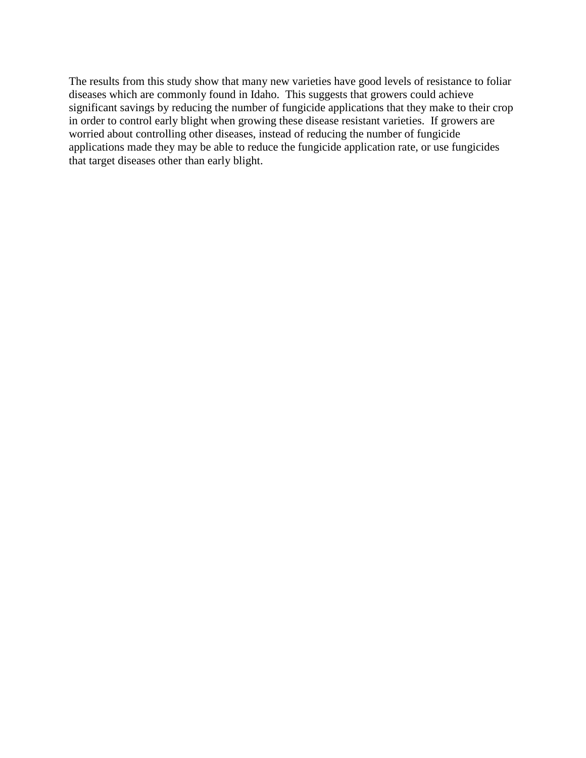The results from this study show that many new varieties have good levels of resistance to foliar diseases which are commonly found in Idaho. This suggests that growers could achieve significant savings by reducing the number of fungicide applications that they make to their crop in order to control early blight when growing these disease resistant varieties. If growers are worried about controlling other diseases, instead of reducing the number of fungicide applications made they may be able to reduce the fungicide application rate, or use fungicides that target diseases other than early blight.